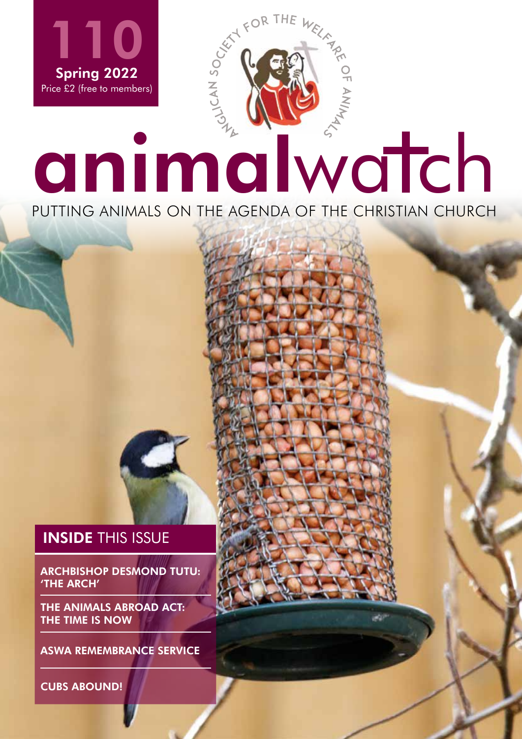110

Spring 2022

Price £2 (free to members)

ANGLICAN SOCIETY FOR THE WELFARE OF ANIMALS

# animalwatch

PUTTING ANIMALS ON THE AGENDA OF THE CHRISTIAN CHURCH

## INSIDE THIS ISSUE

ARCHBISHOP DESMOND TUTU: 'THE ARCH'

THE ANIMALS ABROAD ACT: THE TIME IS NOW

ASWA REMEMBRANCE SERVICE

CUBS ABOUND!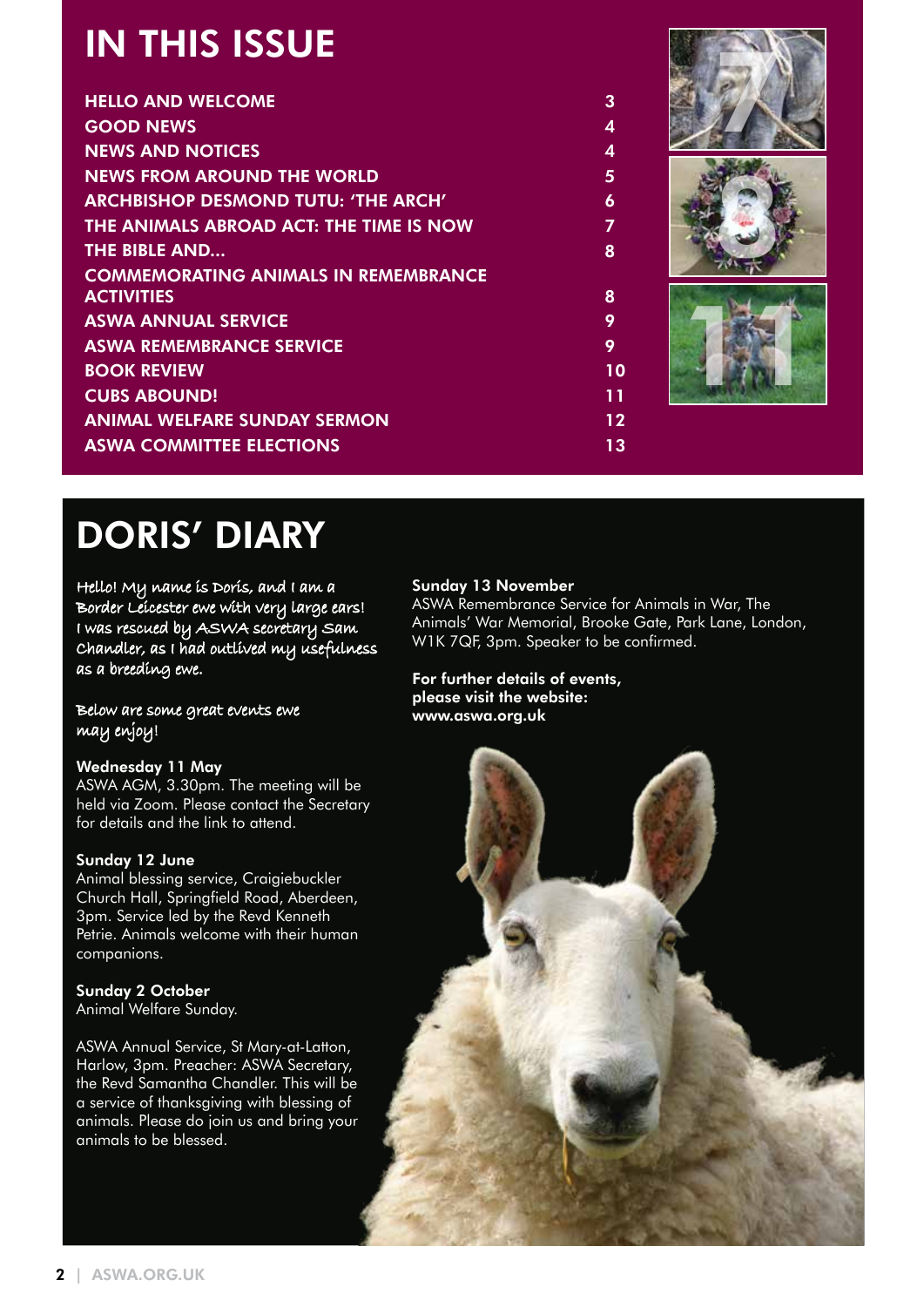# IN THIS ISSUE

| | |
|---|---|
| HELLO AND WELCOME | 3 |
| GOOD NEWS | 4 |
| NEWS AND NOTICES | 4 |
| NEWS FROM AROUND THE WORLD | 5 |
| ARCHBISHOP DESMOND TUTU: 'THE ARCH' | 6 |
| THE ANIMALS ABROAD ACT: THE TIME IS NOW | 7 |
| THE BIBLE AND... | 8 |
| COMMEMORATING ANIMALS IN REMEMBRANCE ACTIVITIES | 8 |
| ASWA ANNUAL SERVICE | 9 |
| ASWA REMEMBRANCE SERVICE | 9 |
| BOOK REVIEW | 10 |
| CUBS ABOUND! | 11 |
| ANIMAL WELFARE SUNDAY SERMON | 12 |
| ASWA COMMITTEE ELECTIONS | 13 |

# DORIS' DIARY

*Hello! My name is Doris, and I am a Border Leicester ewe with very large ears! I was rescued by ASWA secretary Sam Chandler, as I had outlived my usefulness as a breeding ewe.*

*Below are some great events ewe may enjoy!*

**Wednesday 11 May**
ASWA AGM, 3.30pm. The meeting will be held via Zoom. Please contact the Secretary for details and the link to attend.

**Sunday 12 June**
Animal blessing service, Craigiebuckler Church Hall, Springfield Road, Aberdeen, 3pm. Service led by the Revd Kenneth Petrie. Animals welcome with their human companions.

**Sunday 2 October**
Animal Welfare Sunday.

ASWA Annual Service, St Mary-at-Latton, Harlow, 3pm. Preacher: ASWA Secretary, the Revd Samantha Chandler. This will be a service of thanksgiving with blessing of animals. Please do join us and bring your animals to be blessed.

**Sunday 13 November**
ASWA Remembrance Service for Animals in War, The Animals' War Memorial, Brooke Gate, Park Lane, London, W1K 7QF, 3pm. Speaker to be confirmed.

**For further details of events, please visit the website: www.aswa.org.uk**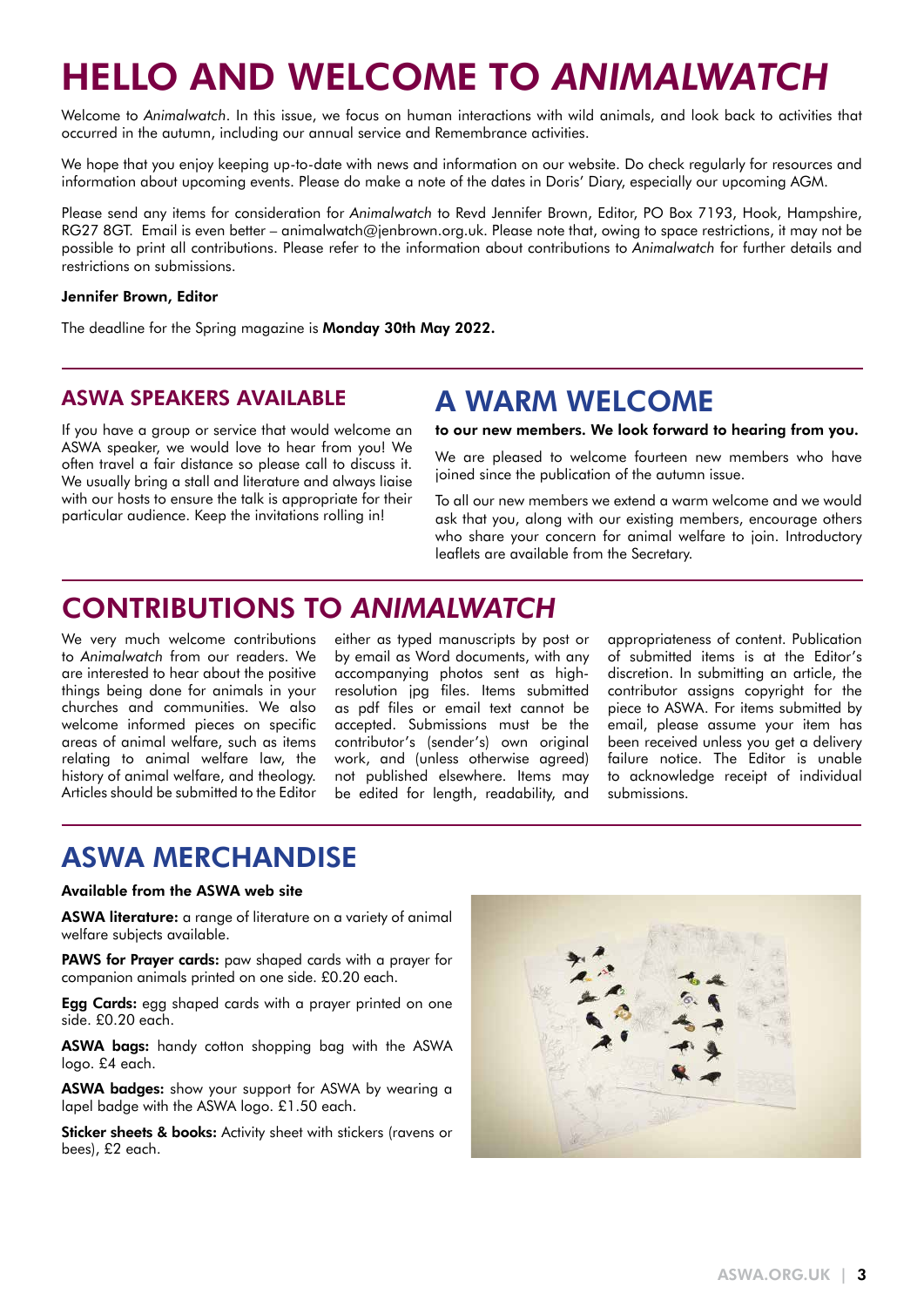# HELLO AND WELCOME TO *ANIMALWATCH*

Welcome to *Animalwatch*. In this issue, we focus on human interactions with wild animals, and look back to activities that occurred in the autumn, including our annual service and Remembrance activities.

We hope that you enjoy keeping up-to-date with news and information on our website. Do check regularly for resources and information about upcoming events. Please do make a note of the dates in Doris' Diary, especially our upcoming AGM.

Please send any items for consideration for *Animalwatch* to Revd Jennifer Brown, Editor, PO Box 7193, Hook, Hampshire, RG27 8GT. Email is even better – animalwatch@jenbrown.org.uk. Please note that, owing to space restrictions, it may not be possible to print all contributions. Please refer to the information about contributions to *Animalwatch* for further details and restrictions on submissions.

**Jennifer Brown, Editor**

The deadline for the Spring magazine is **Monday 30th May 2022.**

## ASWA SPEAKERS AVAILABLE

If you have a group or service that would welcome an ASWA speaker, we would love to hear from you! We often travel a fair distance so please call to discuss it. We usually bring a stall and literature and always liaise with our hosts to ensure the talk is appropriate for their particular audience. Keep the invitations rolling in!

# A WARM WELCOME

**to our new members. We look forward to hearing from you.**

We are pleased to welcome fourteen new members who have joined since the publication of the autumn issue.

To all our new members we extend a warm welcome and we would ask that you, along with our existing members, encourage others who share your concern for animal welfare to join. Introductory leaflets are available from the Secretary.

# CONTRIBUTIONS TO *ANIMALWATCH*

We very much welcome contributions to *Animalwatch* from our readers. We are interested to hear about the positive things being done for animals in your churches and communities. We also welcome informed pieces on specific areas of animal welfare, such as items relating to animal welfare law, the history of animal welfare, and theology. Articles should be submitted to the Editor either as typed manuscripts by post or by email as Word documents, with any accompanying photos sent as high-resolution jpg files. Items submitted as pdf files or email text cannot be accepted. Submissions must be the contributor's (sender's) own original work, and (unless otherwise agreed) not published elsewhere. Items may be edited for length, readability, and appropriateness of content. Publication of submitted items is at the Editor's discretion. In submitting an article, the contributor assigns copyright for the piece to ASWA. For items submitted by email, please assume your item has been received unless you get a delivery failure notice. The Editor is unable to acknowledge receipt of individual submissions.

# ASWA MERCHANDISE

**Available from the ASWA web site**

**ASWA literature:** a range of literature on a variety of animal welfare subjects available.

**PAWS for Prayer cards:** paw shaped cards with a prayer for companion animals printed on one side. £0.20 each.

**Egg Cards:** egg shaped cards with a prayer printed on one side. £0.20 each.

**ASWA bags:** handy cotton shopping bag with the ASWA logo. £4 each.

**ASWA badges:** show your support for ASWA by wearing a lapel badge with the ASWA logo. £1.50 each.

**Sticker sheets & books:** Activity sheet with stickers (ravens or bees), £2 each.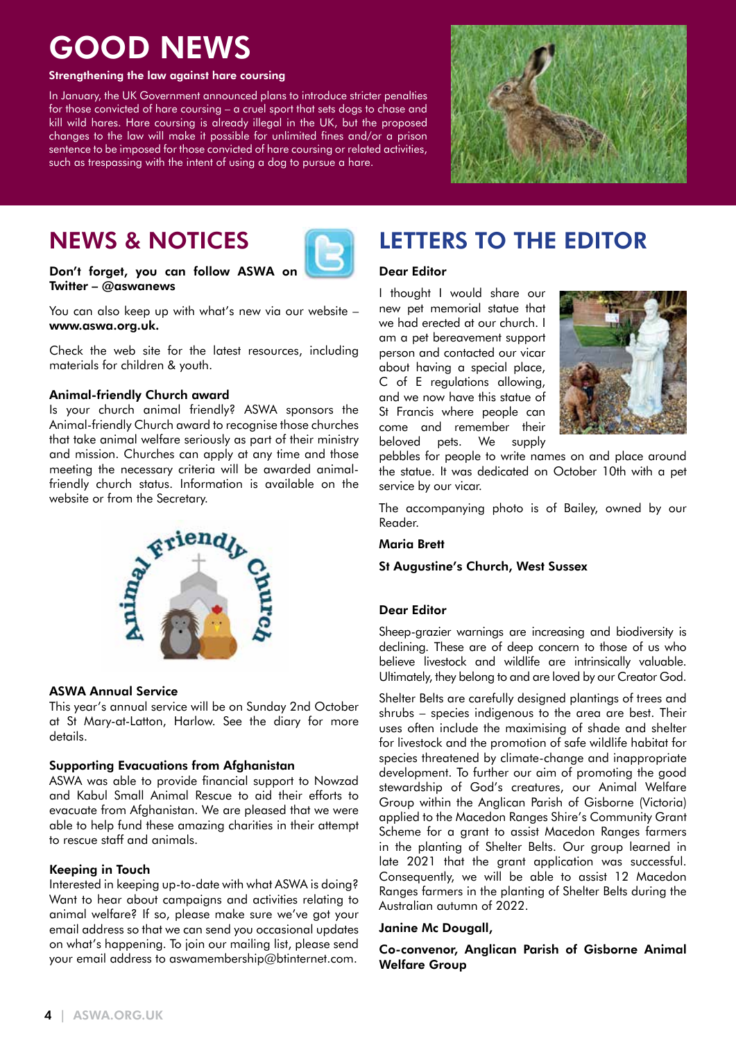# GOOD NEWS

**Strengthening the law against hare coursing**

In January, the UK Government announced plans to introduce stricter penalties for those convicted of hare coursing – a cruel sport that sets dogs to chase and kill wild hares. Hare coursing is already illegal in the UK, but the proposed changes to the law will make it possible for unlimited fines and/or a prison sentence to be imposed for those convicted of hare coursing or related activities, such as trespassing with the intent of using a dog to pursue a hare.

## NEWS & NOTICES

**Don't forget, you can follow ASWA on Twitter – @aswanews**

You can also keep up with what's new via our website – **www.aswa.org.uk.**

Check the web site for the latest resources, including materials for children & youth.

### Animal-friendly Church award

Is your church animal friendly? ASWA sponsors the Animal-friendly Church award to recognise those churches that take animal welfare seriously as part of their ministry and mission. Churches can apply at any time and those meeting the necessary criteria will be awarded animal-friendly church status. Information is available on the website or from the Secretary.

### ASWA Annual Service

This year's annual service will be on Sunday 2nd October at St Mary-at-Latton, Harlow. See the diary for more details.

### Supporting Evacuations from Afghanistan

ASWA was able to provide financial support to Nowzad and Kabul Small Animal Rescue to aid their efforts to evacuate from Afghanistan. We are pleased that we were able to help fund these amazing charities in their attempt to rescue staff and animals.

### Keeping in Touch

Interested in keeping up-to-date with what ASWA is doing? Want to hear about campaigns and activities relating to animal welfare? If so, please make sure we've got your email address so that we can send you occasional updates on what's happening. To join our mailing list, please send your email address to aswamembership@btinternet.com.

## LETTERS TO THE EDITOR

**Dear Editor**

I thought I would share our new pet memorial statue that we had erected at our church. I am a pet bereavement support person and contacted our vicar about having a special place, C of E regulations allowing, and we now have this statue of St Francis where people can come and remember their beloved pets. We supply pebbles for people to write names on and place around the statue. It was dedicated on October 10th with a pet service by our vicar.

The accompanying photo is of Bailey, owned by our Reader.

**Maria Brett**

**St Augustine's Church, West Sussex**

**Dear Editor**

Sheep-grazier warnings are increasing and biodiversity is declining. These are of deep concern to those of us who believe livestock and wildlife are intrinsically valuable. Ultimately, they belong to and are loved by our Creator God.

Shelter Belts are carefully designed plantings of trees and shrubs – species indigenous to the area are best. Their uses often include the maximising of shade and shelter for livestock and the promotion of safe wildlife habitat for species threatened by climate-change and inappropriate development. To further our aim of promoting the good stewardship of God's creatures, our Animal Welfare Group within the Anglican Parish of Gisborne (Victoria) applied to the Macedon Ranges Shire's Community Grant Scheme for a grant to assist Macedon Ranges farmers in the planting of Shelter Belts. Our group learned in late 2021 that the grant application was successful. Consequently, we will be able to assist 12 Macedon Ranges farmers in the planting of Shelter Belts during the Australian autumn of 2022.

**Janine Mc Dougall,**

**Co-convenor, Anglican Parish of Gisborne Animal Welfare Group**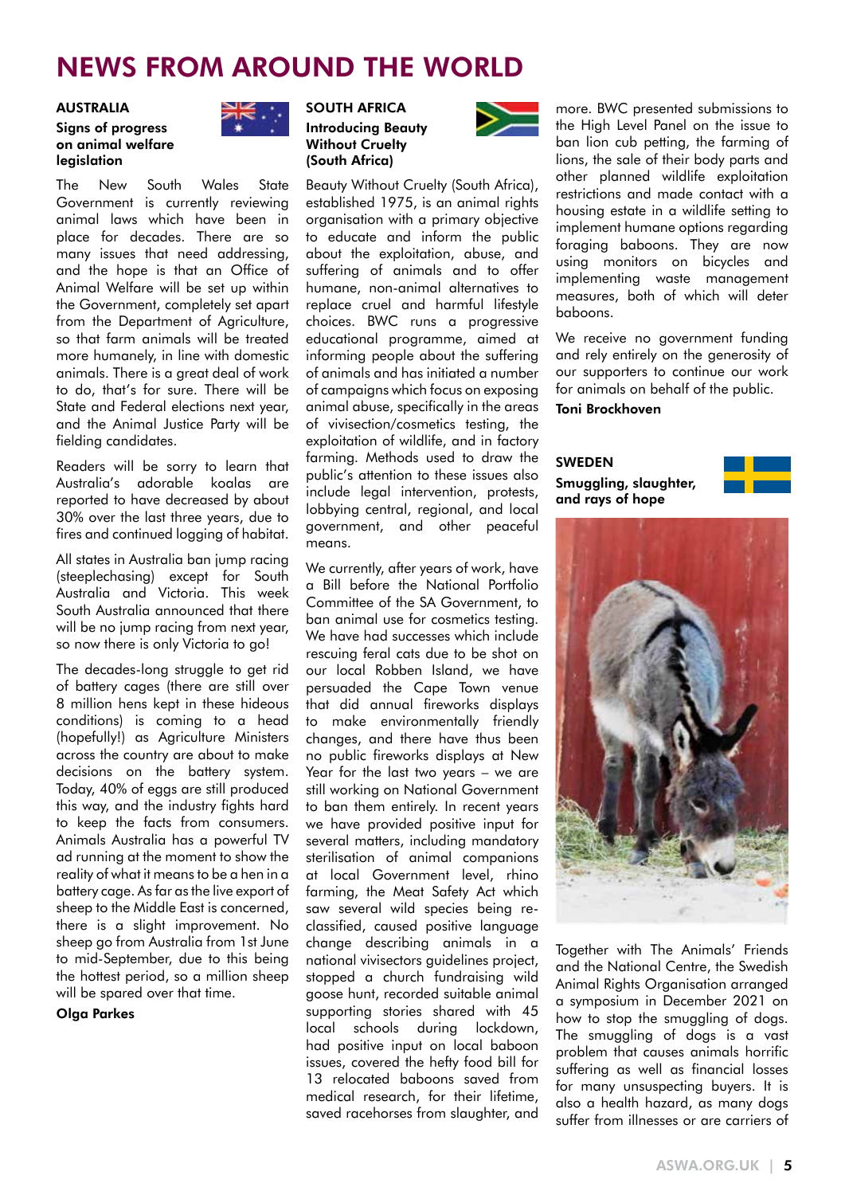# NEWS FROM AROUND THE WORLD

## AUSTRALIA

### Signs of progress on animal welfare legislation

The New South Wales State Government is currently reviewing animal laws which have been in place for decades. There are so many issues that need addressing, and the hope is that an Office of Animal Welfare will be set up within the Government, completely set apart from the Department of Agriculture, so that farm animals will be treated more humanely, in line with domestic animals. There is a great deal of work to do, that's for sure. There will be State and Federal elections next year, and the Animal Justice Party will be fielding candidates.

Readers will be sorry to learn that Australia's adorable koalas are reported to have decreased by about 30% over the last three years, due to fires and continued logging of habitat.

All states in Australia ban jump racing (steeplechasing) except for South Australia and Victoria. This week South Australia announced that there will be no jump racing from next year, so now there is only Victoria to go!

The decades-long struggle to get rid of battery cages (there are still over 8 million hens kept in these hideous conditions) is coming to a head (hopefully!) as Agriculture Ministers across the country are about to make decisions on the battery system. Today, 40% of eggs are still produced this way, and the industry fights hard to keep the facts from consumers. Animals Australia has a powerful TV ad running at the moment to show the reality of what it means to be a hen in a battery cage. As far as the live export of sheep to the Middle East is concerned, there is a slight improvement. No sheep go from Australia from 1st June to mid-September, due to this being the hottest period, so a million sheep will be spared over that time.

**Olga Parkes**

## SOUTH AFRICA

### Introducing Beauty Without Cruelty (South Africa)

Beauty Without Cruelty (South Africa), established 1975, is an animal rights organisation with a primary objective to educate and inform the public about the exploitation, abuse, and suffering of animals and to offer humane, non-animal alternatives to replace cruel and harmful lifestyle choices. BWC runs a progressive educational programme, aimed at informing people about the suffering of animals and has initiated a number of campaigns which focus on exposing animal abuse, specifically in the areas of vivisection/cosmetics testing, the exploitation of wildlife, and in factory farming. Methods used to draw the public's attention to these issues also include legal intervention, protests, lobbying central, regional, and local government, and other peaceful means.

We currently, after years of work, have a Bill before the National Portfolio Committee of the SA Government, to ban animal use for cosmetics testing. We have had successes which include rescuing feral cats due to be shot on our local Robben Island, we have persuaded the Cape Town venue that did annual fireworks displays to make environmentally friendly changes, and there have thus been no public fireworks displays at New Year for the last two years – we are still working on National Government to ban them entirely. In recent years we have provided positive input for several matters, including mandatory sterilisation of animal companions at local Government level, rhino farming, the Meat Safety Act which saw several wild species being re-classified, caused positive language change describing animals in a national vivisectors guidelines project, stopped a church fundraising wild goose hunt, recorded suitable animal supporting stories shared with 45 local schools during lockdown, had positive input on local baboon issues, covered the hefty food bill for 13 relocated baboons saved from medical research, for their lifetime, saved racehorses from slaughter, and more. BWC presented submissions to the High Level Panel on the issue to ban lion cub petting, the farming of lions, the sale of their body parts and other planned wildlife exploitation restrictions and made contact with a housing estate in a wildlife setting to implement humane options regarding foraging baboons. They are now using monitors on bicycles and implementing waste management measures, both of which will deter baboons.

We receive no government funding and rely entirely on the generosity of our supporters to continue our work for animals on behalf of the public.

**Toni Brockhoven**

## SWEDEN

### Smuggling, slaughter, and rays of hope

Together with The Animals' Friends and the National Centre, the Swedish Animal Rights Organisation arranged a symposium in December 2021 on how to stop the smuggling of dogs. The smuggling of dogs is a vast problem that causes animals horrific suffering as well as financial losses for many unsuspecting buyers. It is also a health hazard, as many dogs suffer from illnesses or are carriers of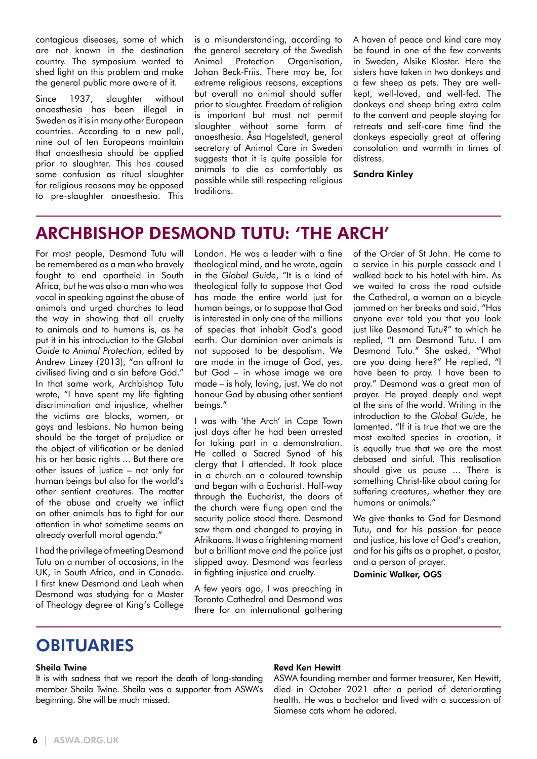contagious diseases, some of which are not known in the destination country. The symposium wanted to shed light on this problem and make the general public more aware of it.

Since 1937, slaughter without anaesthesia has been illegal in Sweden as it is in many other European countries. According to a new poll, nine out of ten Europeans maintain that anaesthesia should be applied prior to slaughter. This has caused some confusion as ritual slaughter for religious reasons may be opposed to pre-slaughter anaesthesia. This is a misunderstanding, according to the general secretary of the Swedish Animal Protection Organisation, Johan Beck-Friis. There may be, for extreme religious reasons, exceptions but overall no animal should suffer prior to slaughter. Freedom of religion is important but must not permit slaughter without some form of anaesthesia. Åsa Hagelstedt, general secretary of Animal Care in Sweden suggests that it is quite possible for animals to die as comfortably as possible while still respecting religious traditions.

A haven of peace and kind care may be found in one of the few convents in Sweden, Alsike Kloster. Here the sisters have taken in two donkeys and a few sheep as pets. They are well-kept, well-loved, and well-fed. The donkeys and sheep bring extra calm to the convent and people staying for retreats and self-care time find the donkeys especially great at offering consolation and warmth in times of distress.

**Sandra Kinley**

## ARCHBISHOP DESMOND TUTU: 'THE ARCH'

For most people, Desmond Tutu will be remembered as a man who bravely fought to end apartheid in South Africa, but he was also a man who was vocal in speaking against the abuse of animals and urged churches to lead the way in showing that all cruelty to animals and to humans is, as he put it in his introduction to the *Global Guide to Animal Protection*, edited by Andrew Linzey (2013), "an affront to civilised living and a sin before God." In that same work, Archbishop Tutu wrote, "I have spent my life fighting discrimination and injustice, whether the victims are blacks, women, or gays and lesbians. No human being should be the target of prejudice or the object of vilification or be denied his or her basic rights ... But there are other issues of justice – not only for human beings but also for the world's other sentient creatures. The matter of the abuse and cruelty we inflict on other animals has to fight for our attention in what sometime seems an already overfull moral agenda."

I had the privilege of meeting Desmond Tutu on a number of occasions, in the UK, in South Africa, and in Canada. I first knew Desmond and Leah when Desmond was studying for a Master of Theology degree at King's College London. He was a leader with a fine theological mind, and he wrote, again in the *Global Guide*, "It is a kind of theological folly to suppose that God has made the entire world just for human beings, or to suppose that God is interested in only one of the millions of species that inhabit God's good earth. Our dominion over animals is not supposed to be despotism. We are made in the image of God, yes, but God – in whose image we are made – is holy, loving, just. We do not honour God by abusing other sentient beings."

I was with 'the Arch' in Cape Town just days after he had been arrested for taking part in a demonstration. He called a Sacred Synod of his clergy that I attended. It took place in a church on a coloured township and began with a Eucharist. Half-way through the Eucharist, the doors of the church were flung open and the security police stood there. Desmond saw them and changed to praying in Afrikaans. It was a frightening moment but a brilliant move and the police just slipped away. Desmond was fearless in fighting injustice and cruelty.

A few years ago, I was preaching in Toronto Cathedral and Desmond was there for an international gathering of the Order of St John. He came to a service in his purple cassock and I walked back to his hotel with him. As we waited to cross the road outside the Cathedral, a woman on a bicycle jammed on her breaks and said, "Has anyone ever told you that you look just like Desmond Tutu?" to which he replied, "I am Desmond Tutu. I am Desmond Tutu." She asked, "What are you doing here?" He replied, "I have been to pray. I have been to pray." Desmond was a great man of prayer. He prayed deeply and wept at the sins of the world. Writing in the introduction to the *Global Guide*, he lamented, "If it is true that we are the most exalted species in creation, it is equally true that we are the most debased and sinful. This realisation should give us pause ... There is something Christ-like about caring for suffering creatures, whether they are humans or animals."

We give thanks to God for Desmond Tutu, and for his passion for peace and justice, his love of God's creation, and for his gifts as a prophet, a pastor, and a person of prayer.

**Dominic Walker, OGS**

## OBITUARIES

**Sheila Twine**

It is with sadness that we report the death of long-standing member Sheila Twine. Sheila was a supporter from ASWA's beginning. She will be much missed.

**Revd Ken Hewitt**

ASWA founding member and former treasurer, Ken Hewitt, died in October 2021 after a period of deteriorating health. He was a bachelor and lived with a succession of Siamese cats whom he adored.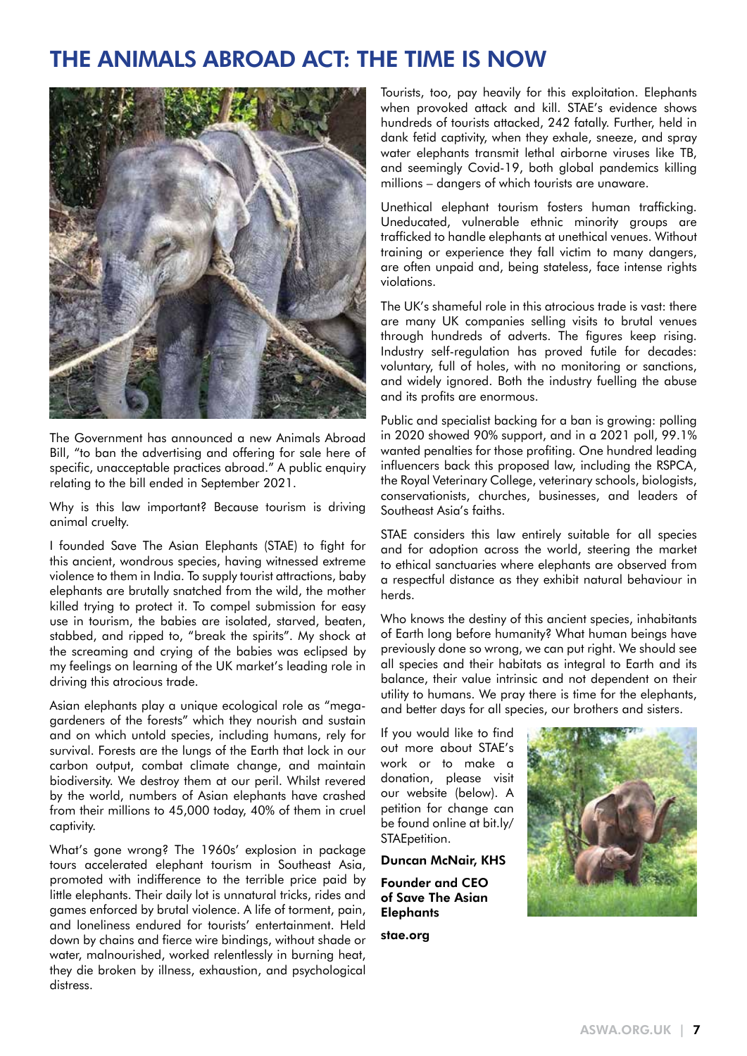# THE ANIMALS ABROAD ACT: THE TIME IS NOW

The Government has announced a new Animals Abroad Bill, "to ban the advertising and offering for sale here of specific, unacceptable practices abroad." A public enquiry relating to the bill ended in September 2021.

Why is this law important? Because tourism is driving animal cruelty.

I founded Save The Asian Elephants (STAE) to fight for this ancient, wondrous species, having witnessed extreme violence to them in India. To supply tourist attractions, baby elephants are brutally snatched from the wild, the mother killed trying to protect it. To compel submission for easy use in tourism, the babies are isolated, starved, beaten, stabbed, and ripped to, "break the spirits". My shock at the screaming and crying of the babies was eclipsed by my feelings on learning of the UK market's leading role in driving this atrocious trade.

Asian elephants play a unique ecological role as "mega-gardeners of the forests" which they nourish and sustain and on which untold species, including humans, rely for survival. Forests are the lungs of the Earth that lock in our carbon output, combat climate change, and maintain biodiversity. We destroy them at our peril. Whilst revered by the world, numbers of Asian elephants have crashed from their millions to 45,000 today, 40% of them in cruel captivity.

What's gone wrong? The 1960s' explosion in package tours accelerated elephant tourism in Southeast Asia, promoted with indifference to the terrible price paid by little elephants. Their daily lot is unnatural tricks, rides and games enforced by brutal violence. A life of torment, pain, and loneliness endured for tourists' entertainment. Held down by chains and fierce wire bindings, without shade or water, malnourished, worked relentlessly in burning heat, they die broken by illness, exhaustion, and psychological distress.

Tourists, too, pay heavily for this exploitation. Elephants when provoked attack and kill. STAE's evidence shows hundreds of tourists attacked, 242 fatally. Further, held in dank fetid captivity, when they exhale, sneeze, and spray water elephants transmit lethal airborne viruses like TB, and seemingly Covid-19, both global pandemics killing millions – dangers of which tourists are unaware.

Unethical elephant tourism fosters human trafficking. Uneducated, vulnerable ethnic minority groups are trafficked to handle elephants at unethical venues. Without training or experience they fall victim to many dangers, are often unpaid and, being stateless, face intense rights violations.

The UK's shameful role in this atrocious trade is vast: there are many UK companies selling visits to brutal venues through hundreds of adverts. The figures keep rising. Industry self-regulation has proved futile for decades: voluntary, full of holes, with no monitoring or sanctions, and widely ignored. Both the industry fuelling the abuse and its profits are enormous.

Public and specialist backing for a ban is growing: polling in 2020 showed 90% support, and in a 2021 poll, 99.1% wanted penalties for those profiting. One hundred leading influencers back this proposed law, including the RSPCA, the Royal Veterinary College, veterinary schools, biologists, conservationists, churches, businesses, and leaders of Southeast Asia's faiths.

STAE considers this law entirely suitable for all species and for adoption across the world, steering the market to ethical sanctuaries where elephants are observed from a respectful distance as they exhibit natural behaviour in herds.

Who knows the destiny of this ancient species, inhabitants of Earth long before humanity? What human beings have previously done so wrong, we can put right. We should see all species and their habitats as integral to Earth and its balance, their value intrinsic and not dependent on their utility to humans. We pray there is time for the elephants, and better days for all species, our brothers and sisters.

If you would like to find out more about STAE's work or to make a donation, please visit our website (below). A petition for change can be found online at bit.ly/STAEpetition.

**Duncan McNair, KHS**

**Founder and CEO of Save The Asian Elephants**

**stae.org**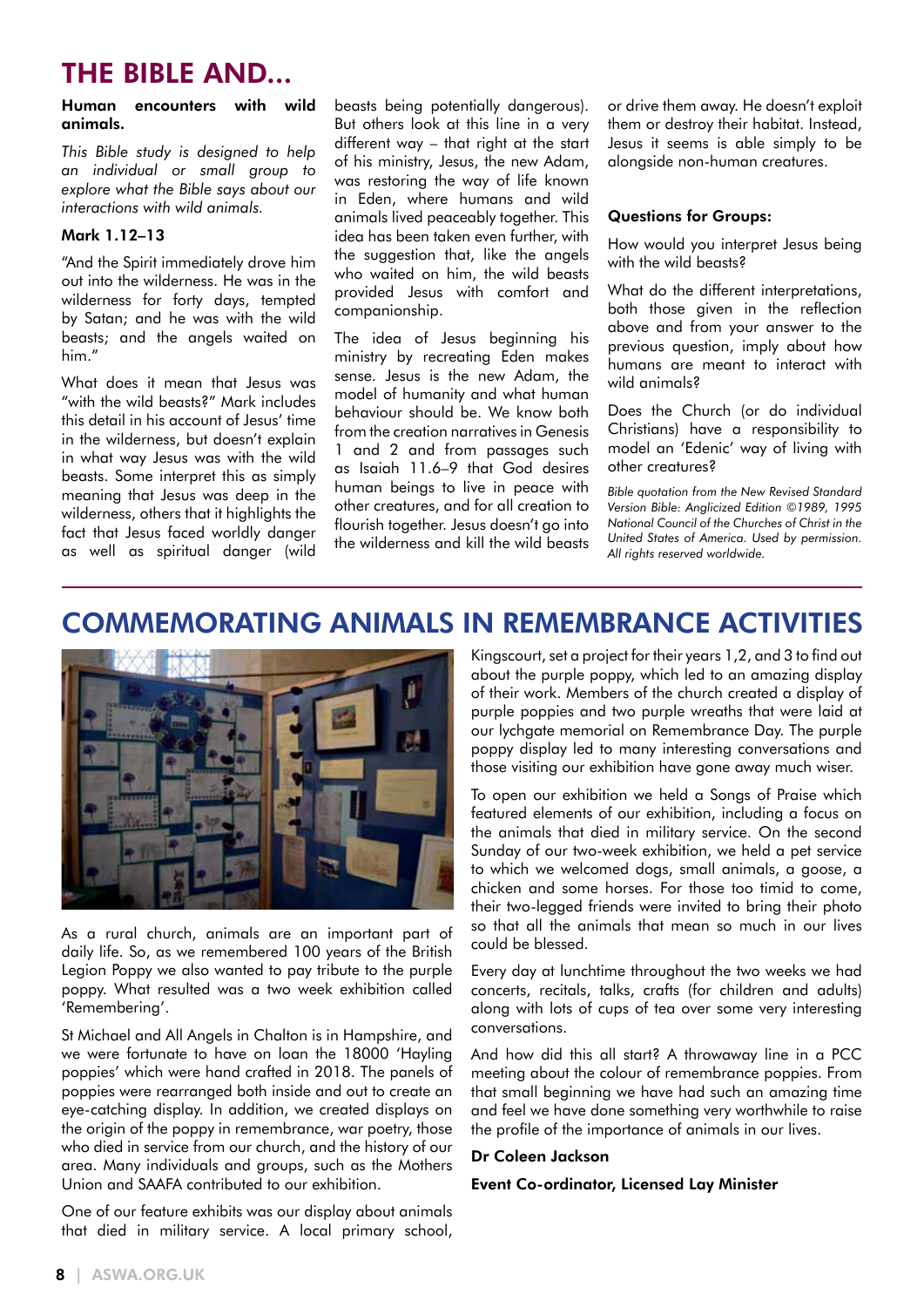# THE BIBLE AND...

**Human encounters with wild animals.**

*This Bible study is designed to help an individual or small group to explore what the Bible says about our interactions with wild animals.*

**Mark 1.12–13**

"And the Spirit immediately drove him out into the wilderness. He was in the wilderness for forty days, tempted by Satan; and he was with the wild beasts; and the angels waited on him."

What does it mean that Jesus was "with the wild beasts?" Mark includes this detail in his account of Jesus' time in the wilderness, but doesn't explain in what way Jesus was with the wild beasts. Some interpret this as simply meaning that Jesus was deep in the wilderness, others that it highlights the fact that Jesus faced worldly danger as well as spiritual danger (wild beasts being potentially dangerous). But others look at this line in a very different way – that right at the start of his ministry, Jesus, the new Adam, was restoring the way of life known in Eden, where humans and wild animals lived peaceably together. This idea has been taken even further, with the suggestion that, like the angels who waited on him, the wild beasts provided Jesus with comfort and companionship.

The idea of Jesus beginning his ministry by recreating Eden makes sense. Jesus is the new Adam, the model of humanity and what human behaviour should be. We know both from the creation narratives in Genesis 1 and 2 and from passages such as Isaiah 11.6–9 that God desires human beings to live in peace with other creatures, and for all creation to flourish together. Jesus doesn't go into the wilderness and kill the wild beasts or drive them away. He doesn't exploit them or destroy their habitat. Instead, Jesus it seems is able simply to be alongside non-human creatures.

**Questions for Groups:**

How would you interpret Jesus being with the wild beasts?

What do the different interpretations, both those given in the reflection above and from your answer to the previous question, imply about how humans are meant to interact with wild animals?

Does the Church (or do individual Christians) have a responsibility to model an 'Edenic' way of living with other creatures?

*Bible quotation from the New Revised Standard Version Bible: Anglicized Edition ©1989, 1995 National Council of the Churches of Christ in the United States of America. Used by permission. All rights reserved worldwide.*

# COMMEMORATING ANIMALS IN REMEMBRANCE ACTIVITIES

As a rural church, animals are an important part of daily life. So, as we remembered 100 years of the British Legion Poppy we also wanted to pay tribute to the purple poppy. What resulted was a two week exhibition called 'Remembering'.

St Michael and All Angels in Chalton is in Hampshire, and we were fortunate to have on loan the 18000 'Hayling poppies' which were hand crafted in 2018. The panels of poppies were rearranged both inside and out to create an eye-catching display. In addition, we created displays on the origin of the poppy in remembrance, war poetry, those who died in service from our church, and the history of our area. Many individuals and groups, such as the Mothers Union and SAAFA contributed to our exhibition.

One of our feature exhibits was our display about animals that died in military service. A local primary school, Kingscourt, set a project for their years 1,2, and 3 to find out about the purple poppy, which led to an amazing display of their work. Members of the church created a display of purple poppies and two purple wreaths that were laid at our lychgate memorial on Remembrance Day. The purple poppy display led to many interesting conversations and those visiting our exhibition have gone away much wiser.

To open our exhibition we held a Songs of Praise which featured elements of our exhibition, including a focus on the animals that died in military service. On the second Sunday of our two-week exhibition, we held a pet service to which we welcomed dogs, small animals, a goose, a chicken and some horses. For those too timid to come, their two-legged friends were invited to bring their photo so that all the animals that mean so much in our lives could be blessed.

Every day at lunchtime throughout the two weeks we had concerts, recitals, talks, crafts (for children and adults) along with lots of cups of tea over some very interesting conversations.

And how did this all start? A throwaway line in a PCC meeting about the colour of remembrance poppies. From that small beginning we have had such an amazing time and feel we have done something very worthwhile to raise the profile of the importance of animals in our lives.

**Dr Coleen Jackson**

**Event Co-ordinator, Licensed Lay Minister**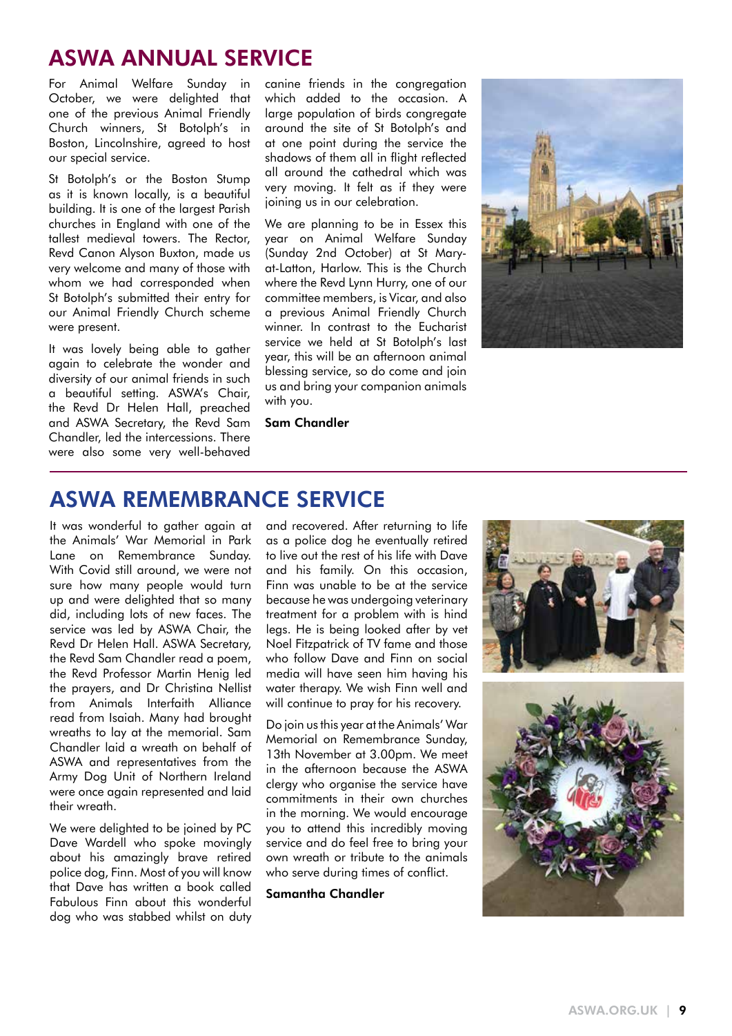# ASWA ANNUAL SERVICE

For Animal Welfare Sunday in October, we were delighted that one of the previous Animal Friendly Church winners, St Botolph's in Boston, Lincolnshire, agreed to host our special service.

St Botolph's or the Boston Stump as it is known locally, is a beautiful building. It is one of the largest Parish churches in England with one of the tallest medieval towers. The Rector, Revd Canon Alyson Buxton, made us very welcome and many of those with whom we had corresponded when St Botolph's submitted their entry for our Animal Friendly Church scheme were present.

It was lovely being able to gather again to celebrate the wonder and diversity of our animal friends in such a beautiful setting. ASWA's Chair, the Revd Dr Helen Hall, preached and ASWA Secretary, the Revd Sam Chandler, led the intercessions. There were also some very well-behaved canine friends in the congregation which added to the occasion. A large population of birds congregate around the site of St Botolph's and at one point during the service the shadows of them all in flight reflected all around the cathedral which was very moving. It felt as if they were joining us in our celebration.

We are planning to be in Essex this year on Animal Welfare Sunday (Sunday 2nd October) at St Mary-at-Latton, Harlow. This is the Church where the Revd Lynn Hurry, one of our committee members, is Vicar, and also a previous Animal Friendly Church winner. In contrast to the Eucharist service we held at St Botolph's last year, this will be an afternoon animal blessing service, so do come and join us and bring your companion animals with you.

**Sam Chandler**

# ASWA REMEMBRANCE SERVICE

It was wonderful to gather again at the Animals' War Memorial in Park Lane on Remembrance Sunday. With Covid still around, we were not sure how many people would turn up and were delighted that so many did, including lots of new faces. The service was led by ASWA Chair, the Revd Dr Helen Hall. ASWA Secretary, the Revd Sam Chandler read a poem, the Revd Professor Martin Henig led the prayers, and Dr Christina Nellist from Animals Interfaith Alliance read from Isaiah. Many had brought wreaths to lay at the memorial. Sam Chandler laid a wreath on behalf of ASWA and representatives from the Army Dog Unit of Northern Ireland were once again represented and laid their wreath.

We were delighted to be joined by PC Dave Wardell who spoke movingly about his amazingly brave retired police dog, Finn. Most of you will know that Dave has written a book called Fabulous Finn about this wonderful dog who was stabbed whilst on duty and recovered. After returning to life as a police dog he eventually retired to live out the rest of his life with Dave and his family. On this occasion, Finn was unable to be at the service because he was undergoing veterinary treatment for a problem with is hind legs. He is being looked after by vet Noel Fitzpatrick of TV fame and those who follow Dave and Finn on social media will have seen him having his water therapy. We wish Finn well and will continue to pray for his recovery.

Do join us this year at the Animals' War Memorial on Remembrance Sunday, 13th November at 3.00pm. We meet in the afternoon because the ASWA clergy who organise the service have commitments in their own churches in the morning. We would encourage you to attend this incredibly moving service and do feel free to bring your own wreath or tribute to the animals who serve during times of conflict.

**Samantha Chandler**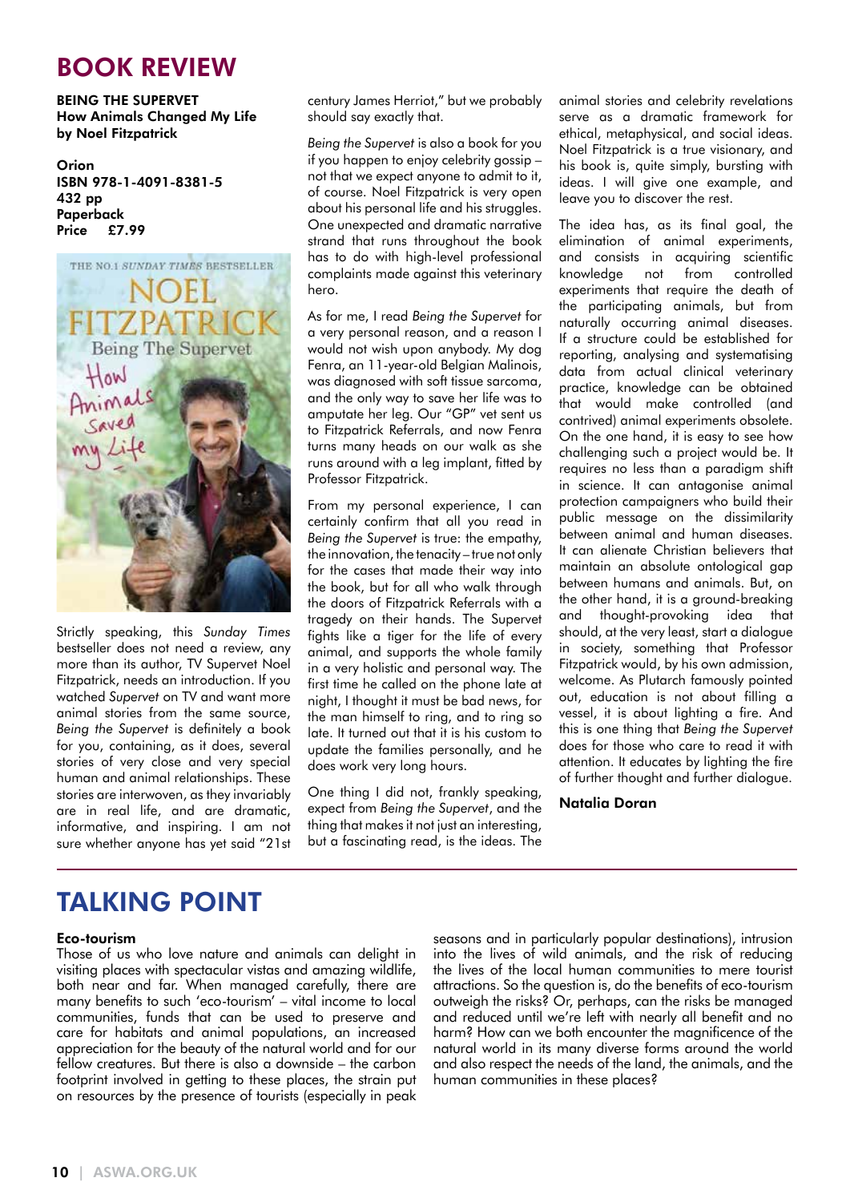# BOOK REVIEW

**BEING THE SUPERVET**
**How Animals Changed My Life**
**by Noel Fitzpatrick**

**Orion**
**ISBN 978-1-4091-8381-5**
**432 pp**
**Paperback**
**Price £7.99**

Strictly speaking, this *Sunday Times* bestseller does not need a review, any more than its author, TV Supervet Noel Fitzpatrick, needs an introduction. If you watched *Supervet* on TV and want more animal stories from the same source, *Being the Supervet* is definitely a book for you, containing, as it does, several stories of very close and very special human and animal relationships. These stories are interwoven, as they invariably are in real life, and are dramatic, informative, and inspiring. I am not sure whether anyone has yet said "21st century James Herriot," but we probably should say exactly that.

*Being the Supervet* is also a book for you if you happen to enjoy celebrity gossip – not that we expect anyone to admit to it, of course. Noel Fitzpatrick is very open about his personal life and his struggles. One unexpected and dramatic narrative strand that runs throughout the book has to do with high-level professional complaints made against this veterinary hero.

As for me, I read *Being the Supervet* for a very personal reason, and a reason I would not wish upon anybody. My dog Fenra, an 11-year-old Belgian Malinois, was diagnosed with soft tissue sarcoma, and the only way to save her life was to amputate her leg. Our "GP" vet sent us to Fitzpatrick Referrals, and now Fenra turns many heads on our walk as she runs around with a leg implant, fitted by Professor Fitzpatrick.

From my personal experience, I can certainly confirm that all you read in *Being the Supervet* is true: the empathy, the innovation, the tenacity – true not only for the cases that made their way into the book, but for all who walk through the doors of Fitzpatrick Referrals with a tragedy on their hands. The Supervet fights like a tiger for the life of every animal, and supports the whole family in a very holistic and personal way. The first time he called on the phone late at night, I thought it must be bad news, for the man himself to ring, and to ring so late. It turned out that it is his custom to update the families personally, and he does work very long hours.

One thing I did not, frankly speaking, expect from *Being the Supervet*, and the thing that makes it not just an interesting, but a fascinating read, is the ideas. The animal stories and celebrity revelations serve as a dramatic framework for ethical, metaphysical, and social ideas. Noel Fitzpatrick is a true visionary, and his book is, quite simply, bursting with ideas. I will give one example, and leave you to discover the rest.

The idea has, as its final goal, the elimination of animal experiments, and consists in acquiring scientific knowledge not from controlled experiments that require the death of the participating animals, but from naturally occurring animal diseases. If a structure could be established for reporting, analysing and systematising data from actual clinical veterinary practice, knowledge can be obtained that would make controlled (and contrived) animal experiments obsolete. On the one hand, it is easy to see how challenging such a project would be. It requires no less than a paradigm shift in science. It can antagonise animal protection campaigners who build their public message on the dissimilarity between animal and human diseases. It can alienate Christian believers that maintain an absolute ontological gap between humans and animals. But, on the other hand, it is a ground-breaking and thought-provoking idea that should, at the very least, start a dialogue in society, something that Professor Fitzpatrick would, by his own admission, welcome. As Plutarch famously pointed out, education is not about filling a vessel, it is about lighting a fire. And this is one thing that *Being the Supervet* does for those who care to read it with attention. It educates by lighting the fire of further thought and further dialogue.

**Natalia Doran**

# TALKING POINT

**Eco-tourism**

Those of us who love nature and animals can delight in visiting places with spectacular vistas and amazing wildlife, both near and far. When managed carefully, there are many benefits to such 'eco-tourism' – vital income to local communities, funds that can be used to preserve and care for habitats and animal populations, an increased appreciation for the beauty of the natural world and for our fellow creatures. But there is also a downside – the carbon footprint involved in getting to these places, the strain put on resources by the presence of tourists (especially in peak seasons and in particularly popular destinations), intrusion into the lives of wild animals, and the risk of reducing the lives of the local human communities to mere tourist attractions. So the question is, do the benefits of eco-tourism outweigh the risks? Or, perhaps, can the risks be managed and reduced until we're left with nearly all benefit and no harm? How can we both encounter the magnificence of the natural world in its many diverse forms around the world and also respect the needs of the land, the animals, and the human communities in these places?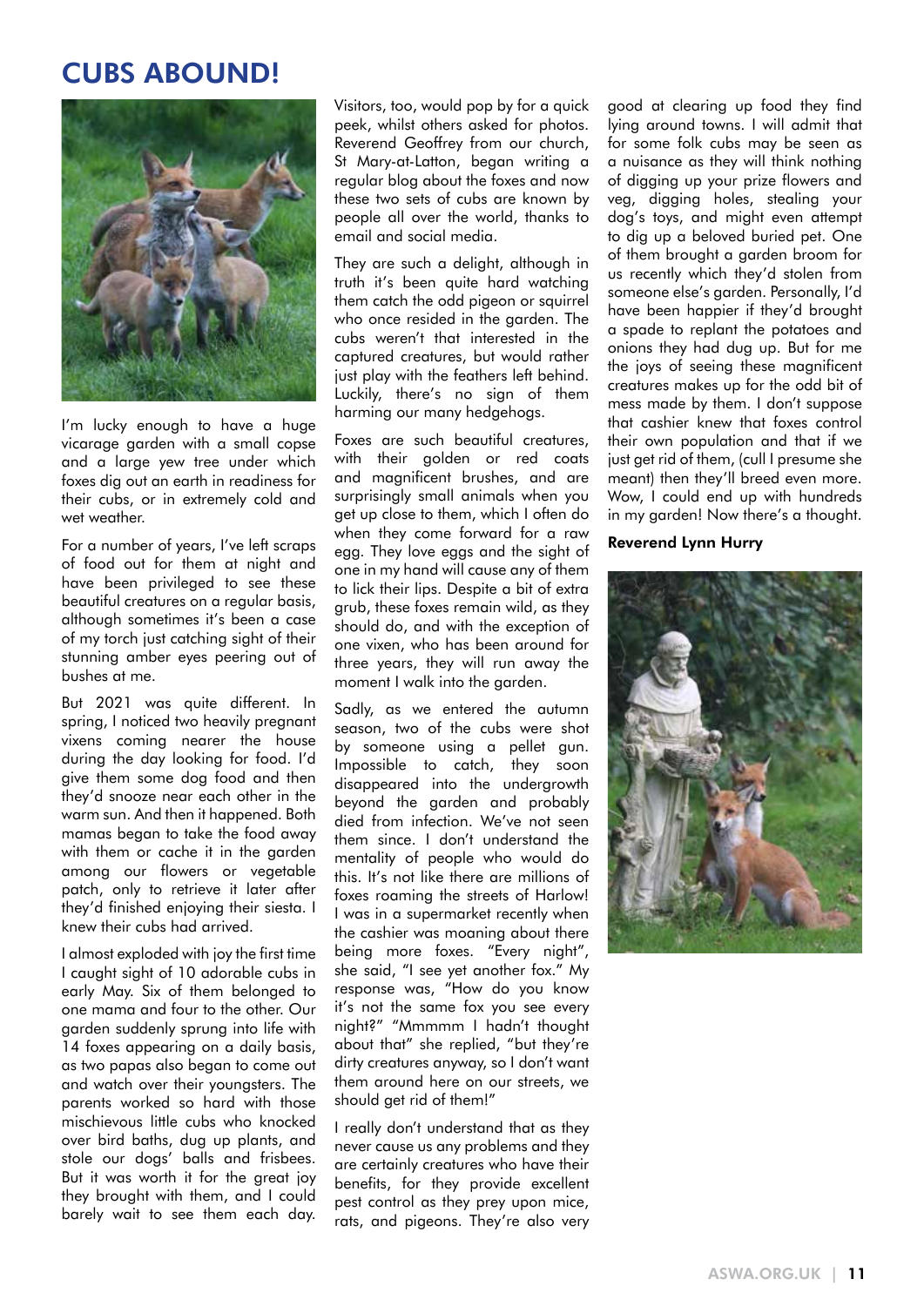# CUBS ABOUND!

I'm lucky enough to have a huge vicarage garden with a small copse and a large yew tree under which foxes dig out an earth in readiness for their cubs, or in extremely cold and wet weather.

For a number of years, I've left scraps of food out for them at night and have been privileged to see these beautiful creatures on a regular basis, although sometimes it's been a case of my torch just catching sight of their stunning amber eyes peering out of bushes at me.

But 2021 was quite different. In spring, I noticed two heavily pregnant vixens coming nearer the house during the day looking for food. I'd give them some dog food and then they'd snooze near each other in the warm sun. And then it happened. Both mamas began to take the food away with them or cache it in the garden among our flowers or vegetable patch, only to retrieve it later after they'd finished enjoying their siesta. I knew their cubs had arrived.

I almost exploded with joy the first time I caught sight of 10 adorable cubs in early May. Six of them belonged to one mama and four to the other. Our garden suddenly sprung into life with 14 foxes appearing on a daily basis, as two papas also began to come out and watch over their youngsters. The parents worked so hard with those mischievous little cubs who knocked over bird baths, dug up plants, and stole our dogs' balls and frisbees. But it was worth it for the great joy they brought with them, and I could barely wait to see them each day. Visitors, too, would pop by for a quick peek, whilst others asked for photos. Reverend Geoffrey from our church, St Mary-at-Latton, began writing a regular blog about the foxes and now these two sets of cubs are known by people all over the world, thanks to email and social media.

They are such a delight, although in truth it's been quite hard watching them catch the odd pigeon or squirrel who once resided in the garden. The cubs weren't that interested in the captured creatures, but would rather just play with the feathers left behind. Luckily, there's no sign of them harming our many hedgehogs.

Foxes are such beautiful creatures, with their golden or red coats and magnificent brushes, and are surprisingly small animals when you get up close to them, which I often do when they come forward for a raw egg. They love eggs and the sight of one in my hand will cause any of them to lick their lips. Despite a bit of extra grub, these foxes remain wild, as they should do, and with the exception of one vixen, who has been around for three years, they will run away the moment I walk into the garden.

Sadly, as we entered the autumn season, two of the cubs were shot by someone using a pellet gun. Impossible to catch, they soon disappeared into the undergrowth beyond the garden and probably died from infection. We've not seen them since. I don't understand the mentality of people who would do this. It's not like there are millions of foxes roaming the streets of Harlow! I was in a supermarket recently when the cashier was moaning about there being more foxes. "Every night", she said, "I see yet another fox." My response was, "How do you know it's not the same fox you see every night?" "Mmmmm I hadn't thought about that" she replied, "but they're dirty creatures anyway, so I don't want them around here on our streets, we should get rid of them!"

I really don't understand that as they never cause us any problems and they are certainly creatures who have their benefits, for they provide excellent pest control as they prey upon mice, rats, and pigeons. They're also very good at clearing up food they find lying around towns. I will admit that for some folk cubs may be seen as a nuisance as they will think nothing of digging up your prize flowers and veg, digging holes, stealing your dog's toys, and might even attempt to dig up a beloved buried pet. One of them brought a garden broom for us recently which they'd stolen from someone else's garden. Personally, I'd have been happier if they'd brought a spade to replant the potatoes and onions they had dug up. But for me the joys of seeing these magnificent creatures makes up for the odd bit of mess made by them. I don't suppose that cashier knew that foxes control their own population and that if we just get rid of them, (cull I presume she meant) then they'll breed even more. Wow, I could end up with hundreds in my garden! Now there's a thought.

**Reverend Lynn Hurry**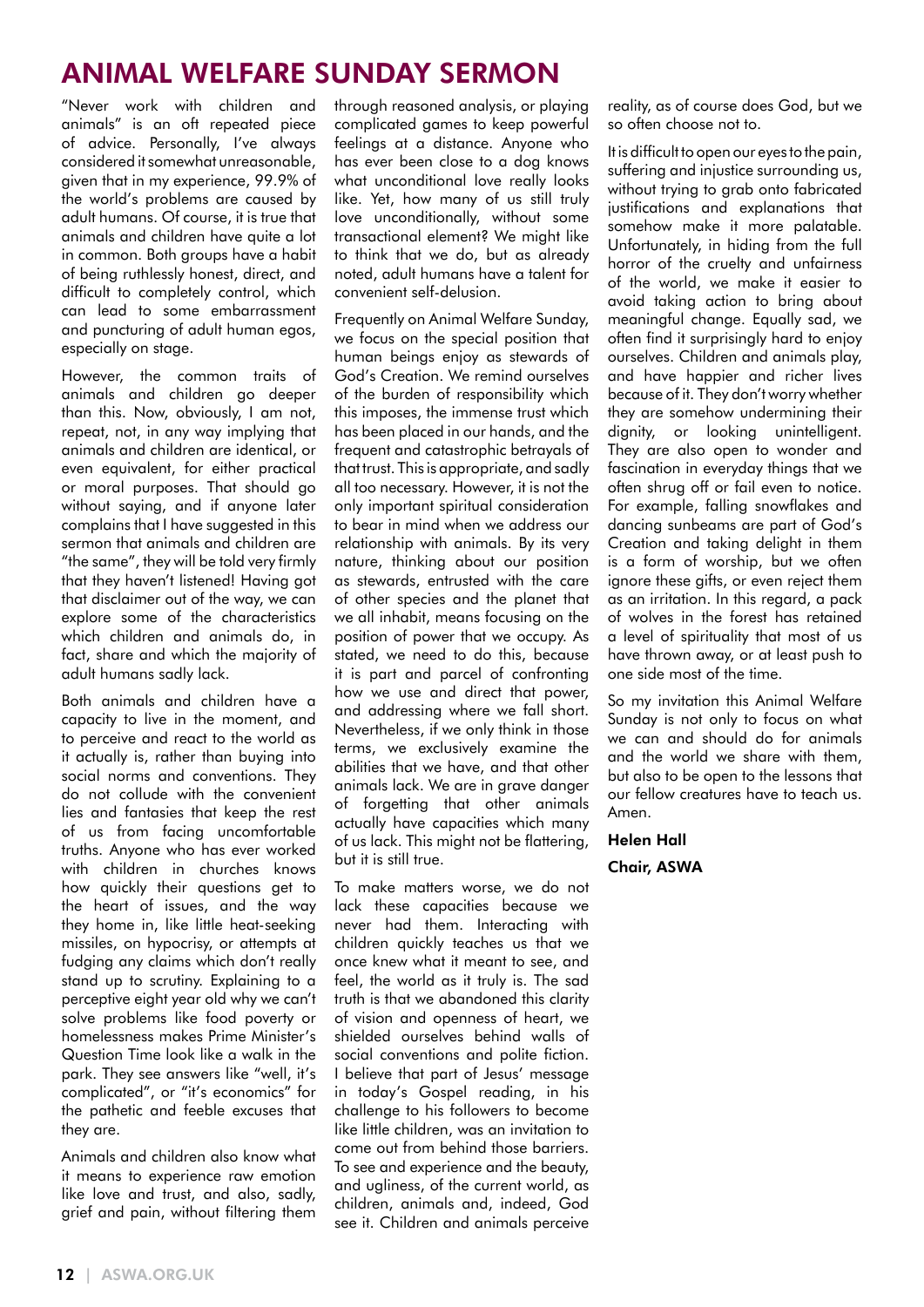# ANIMAL WELFARE SUNDAY SERMON

"Never work with children and animals" is an oft repeated piece of advice. Personally, I've always considered it somewhat unreasonable, given that in my experience, 99.9% of the world's problems are caused by adult humans. Of course, it is true that animals and children have quite a lot in common. Both groups have a habit of being ruthlessly honest, direct, and difficult to completely control, which can lead to some embarrassment and puncturing of adult human egos, especially on stage.

However, the common traits of animals and children go deeper than this. Now, obviously, I am not, repeat, not, in any way implying that animals and children are identical, or even equivalent, for either practical or moral purposes. That should go without saying, and if anyone later complains that I have suggested in this sermon that animals and children are "the same", they will be told very firmly that they haven't listened! Having got that disclaimer out of the way, we can explore some of the characteristics which children and animals do, in fact, share and which the majority of adult humans sadly lack.

Both animals and children have a capacity to live in the moment, and to perceive and react to the world as it actually is, rather than buying into social norms and conventions. They do not collude with the convenient lies and fantasies that keep the rest of us from facing uncomfortable truths. Anyone who has ever worked with children in churches knows how quickly their questions get to the heart of issues, and the way they home in, like little heat-seeking missiles, on hypocrisy, or attempts at fudging any claims which don't really stand up to scrutiny. Explaining to a perceptive eight year old why we can't solve problems like food poverty or homelessness makes Prime Minister's Question Time look like a walk in the park. They see answers like "well, it's complicated", or "it's economics" for the pathetic and feeble excuses that they are.

Animals and children also know what it means to experience raw emotion like love and trust, and also, sadly, grief and pain, without filtering them through reasoned analysis, or playing complicated games to keep powerful feelings at a distance. Anyone who has ever been close to a dog knows what unconditional love really looks like. Yet, how many of us still truly love unconditionally, without some transactional element? We might like to think that we do, but as already noted, adult humans have a talent for convenient self-delusion.

Frequently on Animal Welfare Sunday, we focus on the special position that human beings enjoy as stewards of God's Creation. We remind ourselves of the burden of responsibility which this imposes, the immense trust which has been placed in our hands, and the frequent and catastrophic betrayals of that trust. This is appropriate, and sadly all too necessary. However, it is not the only important spiritual consideration to bear in mind when we address our relationship with animals. By its very nature, thinking about our position as stewards, entrusted with the care of other species and the planet that we all inhabit, means focusing on the position of power that we occupy. As stated, we need to do this, because it is part and parcel of confronting how we use and direct that power, and addressing where we fall short. Nevertheless, if we only think in those terms, we exclusively examine the abilities that we have, and that other animals lack. We are in grave danger of forgetting that other animals actually have capacities which many of us lack. This might not be flattering, but it is still true.

To make matters worse, we do not lack these capacities because we never had them. Interacting with children quickly teaches us that we once knew what it meant to see, and feel, the world as it truly is. The sad truth is that we abandoned this clarity of vision and openness of heart, we shielded ourselves behind walls of social conventions and polite fiction. I believe that part of Jesus' message in today's Gospel reading, in his challenge to his followers to become like little children, was an invitation to come out from behind those barriers. To see and experience and the beauty, and ugliness, of the current world, as children, animals and, indeed, God see it. Children and animals perceive reality, as of course does God, but we so often choose not to.

It is difficult to open our eyes to the pain, suffering and injustice surrounding us, without trying to grab onto fabricated justifications and explanations that somehow make it more palatable. Unfortunately, in hiding from the full horror of the cruelty and unfairness of the world, we make it easier to avoid taking action to bring about meaningful change. Equally sad, we often find it surprisingly hard to enjoy ourselves. Children and animals play, and have happier and richer lives because of it. They don't worry whether they are somehow undermining their dignity, or looking unintelligent. They are also open to wonder and fascination in everyday things that we often shrug off or fail even to notice. For example, falling snowflakes and dancing sunbeams are part of God's Creation and taking delight in them is a form of worship, but we often ignore these gifts, or even reject them as an irritation. In this regard, a pack of wolves in the forest has retained a level of spirituality that most of us have thrown away, or at least push to one side most of the time.

So my invitation this Animal Welfare Sunday is not only to focus on what we can and should do for animals and the world we share with them, but also to be open to the lessons that our fellow creatures have to teach us. Amen.

**Helen Hall**

**Chair, ASWA**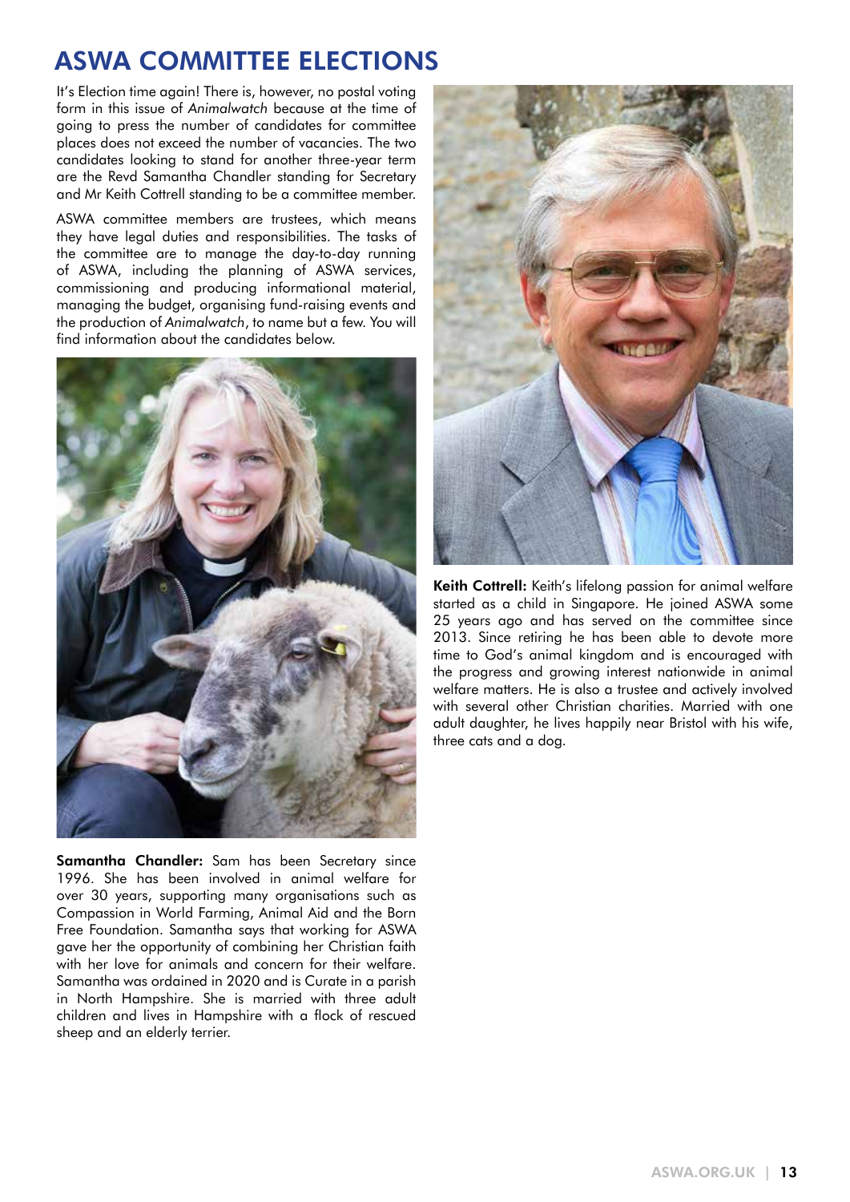# ASWA COMMITTEE ELECTIONS

It's Election time again! There is, however, no postal voting form in this issue of *Animalwatch* because at the time of going to press the number of candidates for committee places does not exceed the number of vacancies. The two candidates looking to stand for another three-year term are the Revd Samantha Chandler standing for Secretary and Mr Keith Cottrell standing to be a committee member.

ASWA committee members are trustees, which means they have legal duties and responsibilities. The tasks of the committee are to manage the day-to-day running of ASWA, including the planning of ASWA services, commissioning and producing informational material, managing the budget, organising fund-raising events and the production of *Animalwatch*, to name but a few. You will find information about the candidates below.

**Samantha Chandler:** Sam has been Secretary since 1996. She has been involved in animal welfare for over 30 years, supporting many organisations such as Compassion in World Farming, Animal Aid and the Born Free Foundation. Samantha says that working for ASWA gave her the opportunity of combining her Christian faith with her love for animals and concern for their welfare. Samantha was ordained in 2020 and is Curate in a parish in North Hampshire. She is married with three adult children and lives in Hampshire with a flock of rescued sheep and an elderly terrier.

**Keith Cottrell:** Keith's lifelong passion for animal welfare started as a child in Singapore. He joined ASWA some 25 years ago and has served on the committee since 2013. Since retiring he has been able to devote more time to God's animal kingdom and is encouraged with the progress and growing interest nationwide in animal welfare matters. He is also a trustee and actively involved with several other Christian charities. Married with one adult daughter, he lives happily near Bristol with his wife, three cats and a dog.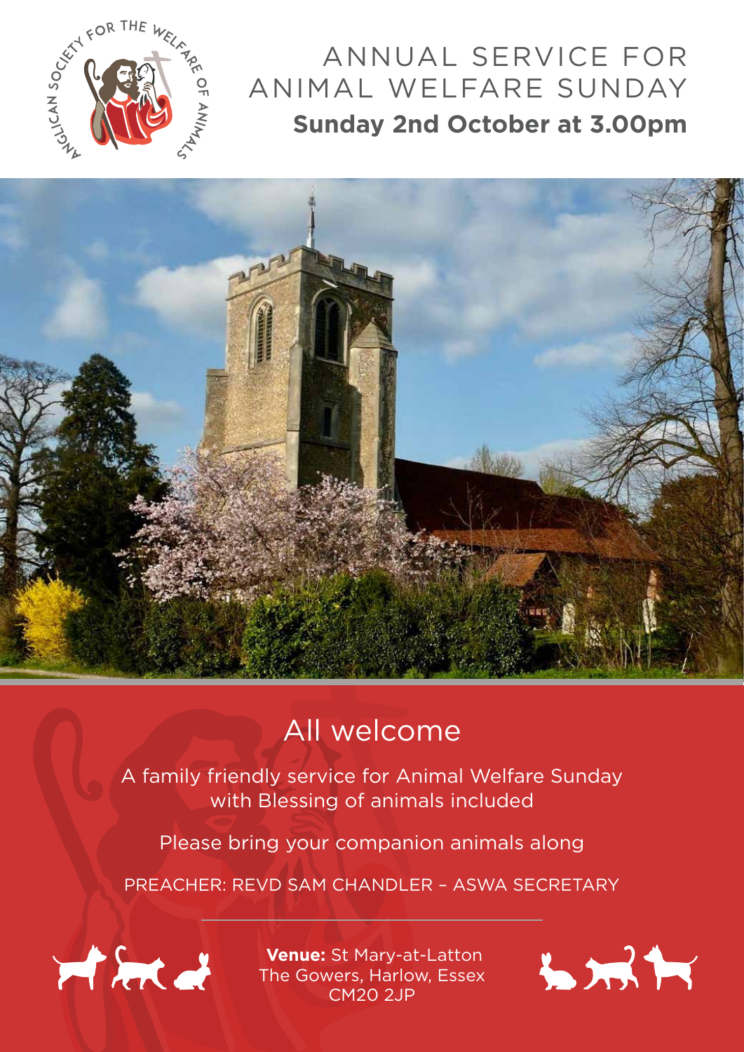ANGLICAN SOCIETY FOR THE WELFARE OF ANIMALS

# ANNUAL SERVICE FOR ANIMAL WELFARE SUNDAY

**Sunday 2nd October at 3.00pm**

## All welcome

A family friendly service for Animal Welfare Sunday with Blessing of animals included

Please bring your companion animals along

PREACHER: REVD SAM CHANDLER – ASWA SECRETARY

**Venue:** St Mary-at-Latton
The Gowers, Harlow, Essex
CM20 2JP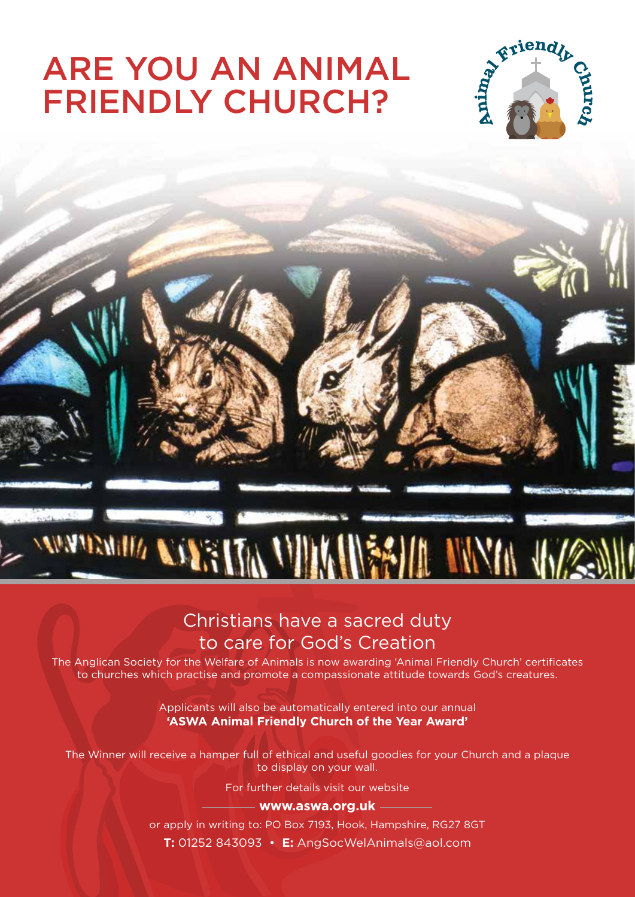# ARE YOU AN ANIMAL FRIENDLY CHURCH?

## Christians have a sacred duty to care for God's Creation

The Anglican Society for the Welfare of Animals is now awarding 'Animal Friendly Church' certificates to churches which practise and promote a compassionate attitude towards God's creatures.

Applicants will also be automatically entered into our annual **'ASWA Animal Friendly Church of the Year Award'**

The Winner will receive a hamper full of ethical and useful goodies for your Church and a plaque to display on your wall.

For further details visit our website

**www.aswa.org.uk**

or apply in writing to: PO Box 7193, Hook, Hampshire, RG27 8GT

**T:** 01252 843093 • **E:** AngSocWelAnimals@aol.com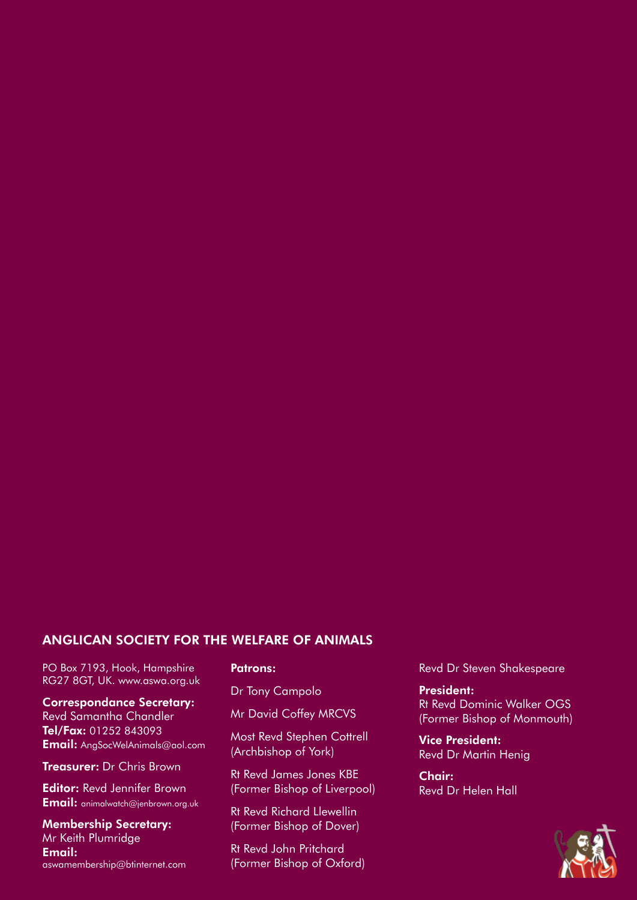## ANGLICAN SOCIETY FOR THE WELFARE OF ANIMALS

PO Box 7193, Hook, Hampshire RG27 8GT, UK. www.aswa.org.uk

**Correspondance Secretary:**
Revd Samantha Chandler
**Tel/Fax:** 01252 843093
**Email:** AngSocWelAnimals@aol.com

**Treasurer:** Dr Chris Brown

**Editor:** Revd Jennifer Brown
**Email:** animalwatch@jenbrown.org.uk

**Membership Secretary:**
Mr Keith Plumridge
**Email:**
aswamembership@btinternet.com

**Patrons:**

Dr Tony Campolo

Mr David Coffey MRCVS

Most Revd Stephen Cottrell (Archbishop of York)

Rt Revd James Jones KBE (Former Bishop of Liverpool)

Rt Revd Richard Llewellin (Former Bishop of Dover)

Rt Revd John Pritchard (Former Bishop of Oxford)

Revd Dr Steven Shakespeare

**President:**
Rt Revd Dominic Walker OGS (Former Bishop of Monmouth)

**Vice President:**
Revd Dr Martin Henig

**Chair:**
Revd Dr Helen Hall